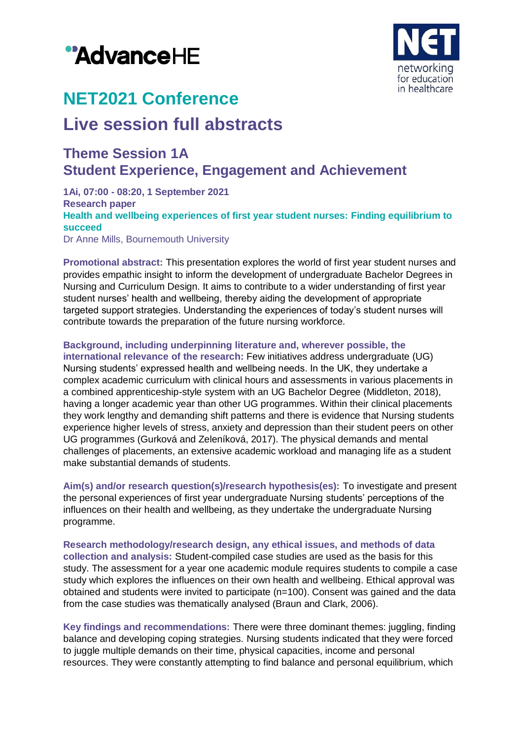# NET2021 Conference

# Live session full abstracts

## Theme Session 1A
## Student Experience, Engagement and Achievement

**1Ai, 07:00 - 08:20, 1 September 2021**
**Research paper**
**Health and wellbeing experiences of first year student nurses: Finding equilibrium to succeed**
Dr Anne Mills, Bournemouth University

**Promotional abstract:** This presentation explores the world of first year student nurses and provides empathic insight to inform the development of undergraduate Bachelor Degrees in Nursing and Curriculum Design. It aims to contribute to a wider understanding of first year student nurses' health and wellbeing, thereby aiding the development of appropriate targeted support strategies. Understanding the experiences of today's student nurses will contribute towards the preparation of the future nursing workforce.

**Background, including underpinning literature and, wherever possible, the international relevance of the research:** Few initiatives address undergraduate (UG) Nursing students' expressed health and wellbeing needs. In the UK, they undertake a complex academic curriculum with clinical hours and assessments in various placements in a combined apprenticeship-style system with an UG Bachelor Degree (Middleton, 2018), having a longer academic year than other UG programmes. Within their clinical placements they work lengthy and demanding shift patterns and there is evidence that Nursing students experience higher levels of stress, anxiety and depression than their student peers on other UG programmes (Gurková and Zeleníková, 2017). The physical demands and mental challenges of placements, an extensive academic workload and managing life as a student make substantial demands of students.

**Aim(s) and/or research question(s)/research hypothesis(es):** To investigate and present the personal experiences of first year undergraduate Nursing students' perceptions of the influences on their health and wellbeing, as they undertake the undergraduate Nursing programme.

**Research methodology/research design, any ethical issues, and methods of data collection and analysis:** Student-compiled case studies are used as the basis for this study. The assessment for a year one academic module requires students to compile a case study which explores the influences on their own health and wellbeing. Ethical approval was obtained and students were invited to participate (n=100). Consent was gained and the data from the case studies was thematically analysed (Braun and Clark, 2006).

**Key findings and recommendations:** There were three dominant themes: juggling, finding balance and developing coping strategies. Nursing students indicated that they were forced to juggle multiple demands on their time, physical capacities, income and personal resources. They were constantly attempting to find balance and personal equilibrium, which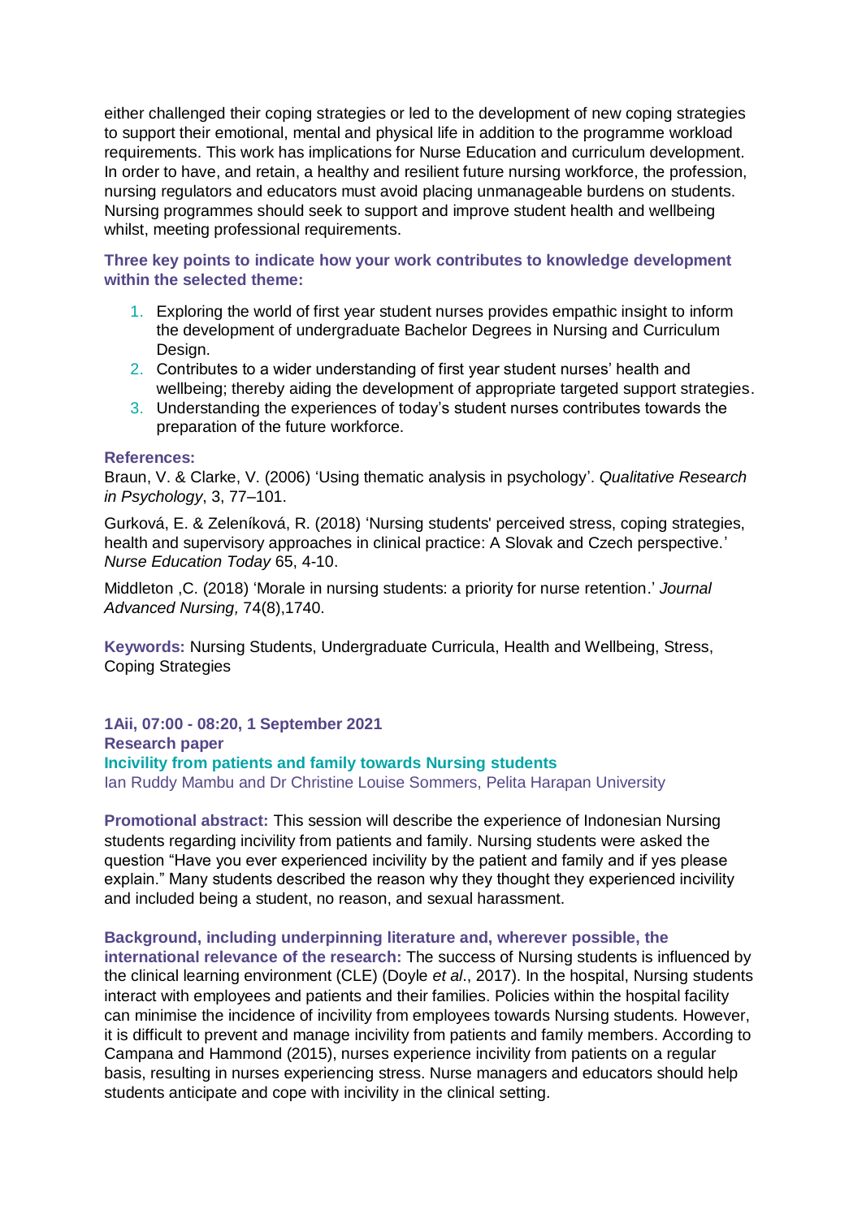either challenged their coping strategies or led to the development of new coping strategies to support their emotional, mental and physical life in addition to the programme workload requirements. This work has implications for Nurse Education and curriculum development. In order to have, and retain, a healthy and resilient future nursing workforce, the profession, nursing regulators and educators must avoid placing unmanageable burdens on students. Nursing programmes should seek to support and improve student health and wellbeing whilst, meeting professional requirements.

**Three key points to indicate how your work contributes to knowledge development within the selected theme:**

1. Exploring the world of first year student nurses provides empathic insight to inform the development of undergraduate Bachelor Degrees in Nursing and Curriculum Design.
2. Contributes to a wider understanding of first year student nurses' health and wellbeing; thereby aiding the development of appropriate targeted support strategies.
3. Understanding the experiences of today's student nurses contributes towards the preparation of the future workforce.

**References:**

Braun, V. & Clarke, V. (2006) 'Using thematic analysis in psychology'. *Qualitative Research in Psychology*, 3, 77–101.

Gurková, E. & Zeleníková, R. (2018) 'Nursing students' perceived stress, coping strategies, health and supervisory approaches in clinical practice: A Slovak and Czech perspective.' *Nurse Education Today* 65, 4-10.

Middleton ,C. (2018) 'Morale in nursing students: a priority for nurse retention.' *Journal Advanced Nursing,* 74(8),1740.

**Keywords:** Nursing Students, Undergraduate Curricula, Health and Wellbeing, Stress, Coping Strategies

**1Aii, 07:00 - 08:20, 1 September 2021**
**Research paper**

## Incivility from patients and family towards Nursing students

Ian Ruddy Mambu and Dr Christine Louise Sommers, Pelita Harapan University

**Promotional abstract:** This session will describe the experience of Indonesian Nursing students regarding incivility from patients and family. Nursing students were asked the question "Have you ever experienced incivility by the patient and family and if yes please explain." Many students described the reason why they thought they experienced incivility and included being a student, no reason, and sexual harassment.

**Background, including underpinning literature and, wherever possible, the international relevance of the research:** The success of Nursing students is influenced by the clinical learning environment (CLE) (Doyle *et al*., 2017). In the hospital, Nursing students interact with employees and patients and their families. Policies within the hospital facility can minimise the incidence of incivility from employees towards Nursing students. However, it is difficult to prevent and manage incivility from patients and family members. According to Campana and Hammond (2015), nurses experience incivility from patients on a regular basis, resulting in nurses experiencing stress. Nurse managers and educators should help students anticipate and cope with incivility in the clinical setting.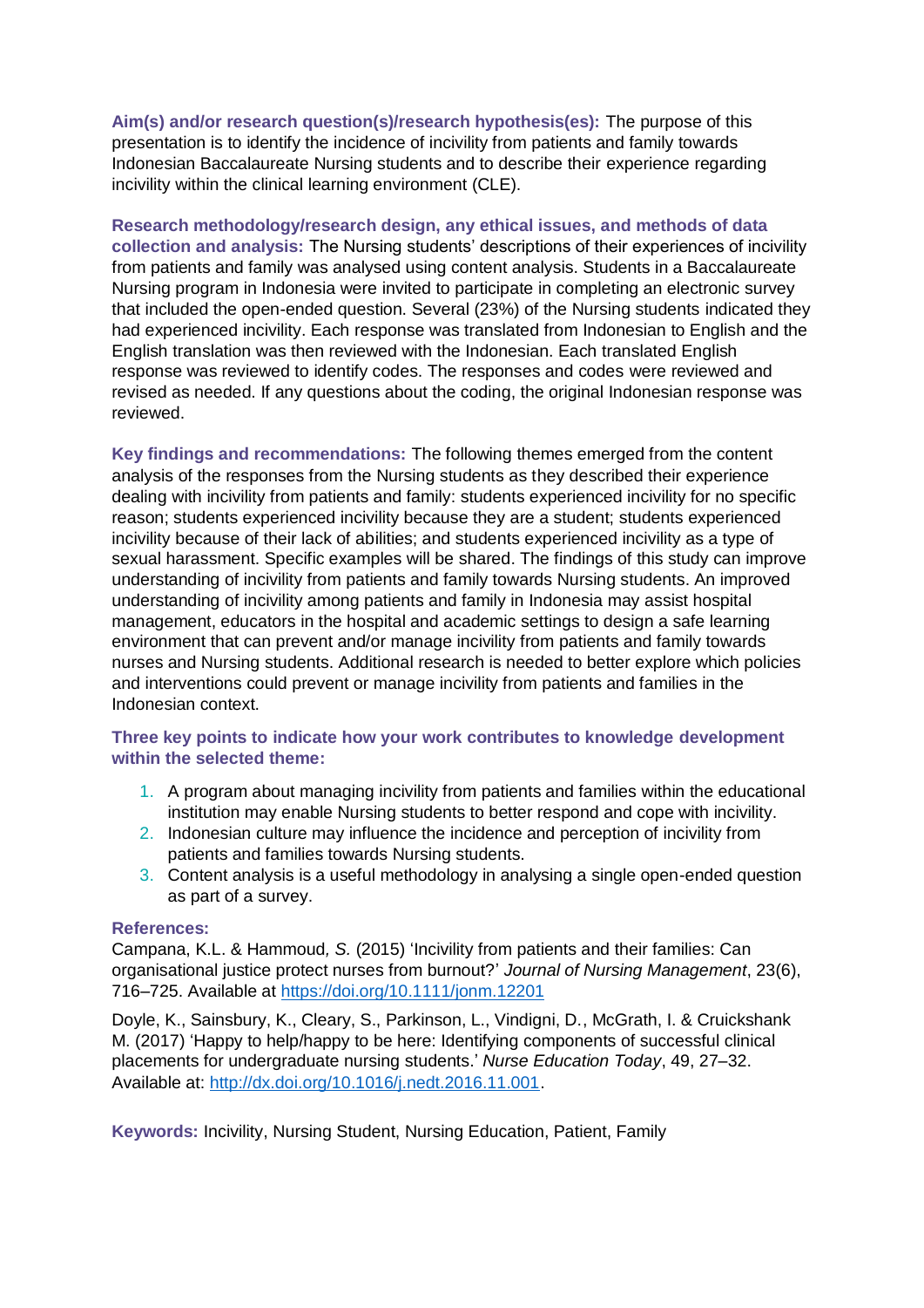**Aim(s) and/or research question(s)/research hypothesis(es):** The purpose of this presentation is to identify the incidence of incivility from patients and family towards Indonesian Baccalaureate Nursing students and to describe their experience regarding incivility within the clinical learning environment (CLE).

**Research methodology/research design, any ethical issues, and methods of data collection and analysis:** The Nursing students' descriptions of their experiences of incivility from patients and family was analysed using content analysis. Students in a Baccalaureate Nursing program in Indonesia were invited to participate in completing an electronic survey that included the open-ended question. Several (23%) of the Nursing students indicated they had experienced incivility. Each response was translated from Indonesian to English and the English translation was then reviewed with the Indonesian. Each translated English response was reviewed to identify codes. The responses and codes were reviewed and revised as needed. If any questions about the coding, the original Indonesian response was reviewed.

**Key findings and recommendations:** The following themes emerged from the content analysis of the responses from the Nursing students as they described their experience dealing with incivility from patients and family: students experienced incivility for no specific reason; students experienced incivility because they are a student; students experienced incivility because of their lack of abilities; and students experienced incivility as a type of sexual harassment. Specific examples will be shared. The findings of this study can improve understanding of incivility from patients and family towards Nursing students. An improved understanding of incivility among patients and family in Indonesia may assist hospital management, educators in the hospital and academic settings to design a safe learning environment that can prevent and/or manage incivility from patients and family towards nurses and Nursing students. Additional research is needed to better explore which policies and interventions could prevent or manage incivility from patients and families in the Indonesian context.

**Three key points to indicate how your work contributes to knowledge development within the selected theme:**

1. A program about managing incivility from patients and families within the educational institution may enable Nursing students to better respond and cope with incivility.
2. Indonesian culture may influence the incidence and perception of incivility from patients and families towards Nursing students.
3. Content analysis is a useful methodology in analysing a single open-ended question as part of a survey.

**References:**

Campana, K.L. & Hammoud, S. (2015) 'Incivility from patients and their families: Can organisational justice protect nurses from burnout?' *Journal of Nursing Management*, 23(6), 716–725. Available at https://doi.org/10.1111/jonm.12201

Doyle, K., Sainsbury, K., Cleary, S., Parkinson, L., Vindigni, D., McGrath, I. & Cruickshank M. (2017) 'Happy to help/happy to be here: Identifying components of successful clinical placements for undergraduate nursing students.' *Nurse Education Today*, 49, 27–32. Available at: http://dx.doi.org/10.1016/j.nedt.2016.11.001.

**Keywords:** Incivility, Nursing Student, Nursing Education, Patient, Family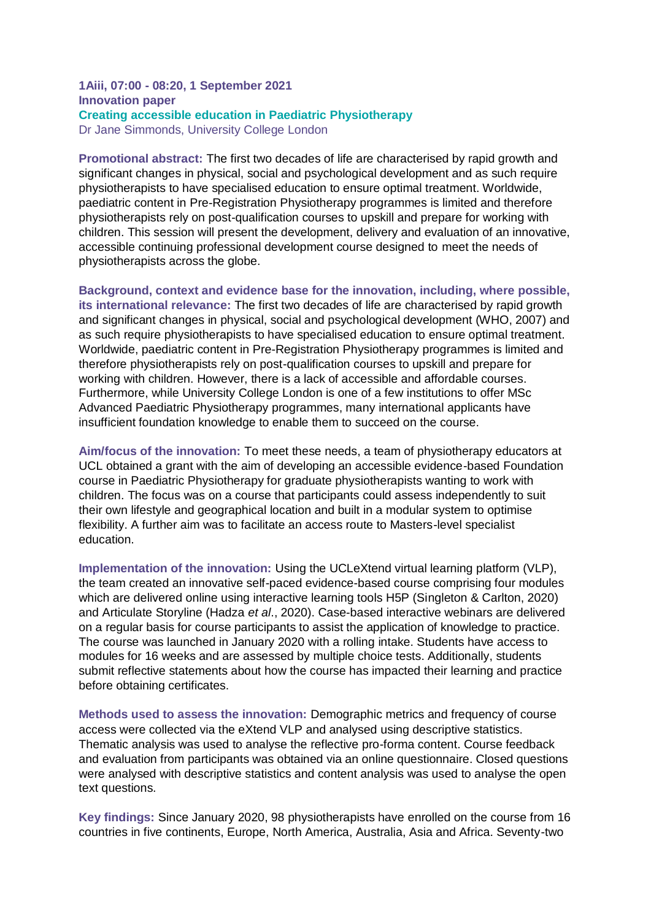**1Aiii, 07:00 - 08:20, 1 September 2021**
**Innovation paper**

## Creating accessible education in Paediatric Physiotherapy

Dr Jane Simmonds, University College London

**Promotional abstract:** The first two decades of life are characterised by rapid growth and significant changes in physical, social and psychological development and as such require physiotherapists to have specialised education to ensure optimal treatment. Worldwide, paediatric content in Pre-Registration Physiotherapy programmes is limited and therefore physiotherapists rely on post-qualification courses to upskill and prepare for working with children. This session will present the development, delivery and evaluation of an innovative, accessible continuing professional development course designed to meet the needs of physiotherapists across the globe.

**Background, context and evidence base for the innovation, including, where possible, its international relevance:** The first two decades of life are characterised by rapid growth and significant changes in physical, social and psychological development (WHO, 2007) and as such require physiotherapists to have specialised education to ensure optimal treatment. Worldwide, paediatric content in Pre-Registration Physiotherapy programmes is limited and therefore physiotherapists rely on post-qualification courses to upskill and prepare for working with children. However, there is a lack of accessible and affordable courses. Furthermore, while University College London is one of a few institutions to offer MSc Advanced Paediatric Physiotherapy programmes, many international applicants have insufficient foundation knowledge to enable them to succeed on the course.

**Aim/focus of the innovation:** To meet these needs, a team of physiotherapy educators at UCL obtained a grant with the aim of developing an accessible evidence-based Foundation course in Paediatric Physiotherapy for graduate physiotherapists wanting to work with children. The focus was on a course that participants could assess independently to suit their own lifestyle and geographical location and built in a modular system to optimise flexibility. A further aim was to facilitate an access route to Masters-level specialist education.

**Implementation of the innovation:** Using the UCLeXtend virtual learning platform (VLP), the team created an innovative self-paced evidence-based course comprising four modules which are delivered online using interactive learning tools H5P (Singleton & Carlton, 2020) and Articulate Storyline (Hadza *et al*., 2020). Case-based interactive webinars are delivered on a regular basis for course participants to assist the application of knowledge to practice. The course was launched in January 2020 with a rolling intake. Students have access to modules for 16 weeks and are assessed by multiple choice tests. Additionally, students submit reflective statements about how the course has impacted their learning and practice before obtaining certificates.

**Methods used to assess the innovation:** Demographic metrics and frequency of course access were collected via the eXtend VLP and analysed using descriptive statistics. Thematic analysis was used to analyse the reflective pro-forma content. Course feedback and evaluation from participants was obtained via an online questionnaire. Closed questions were analysed with descriptive statistics and content analysis was used to analyse the open text questions.

**Key findings:** Since January 2020, 98 physiotherapists have enrolled on the course from 16 countries in five continents, Europe, North America, Australia, Asia and Africa. Seventy-two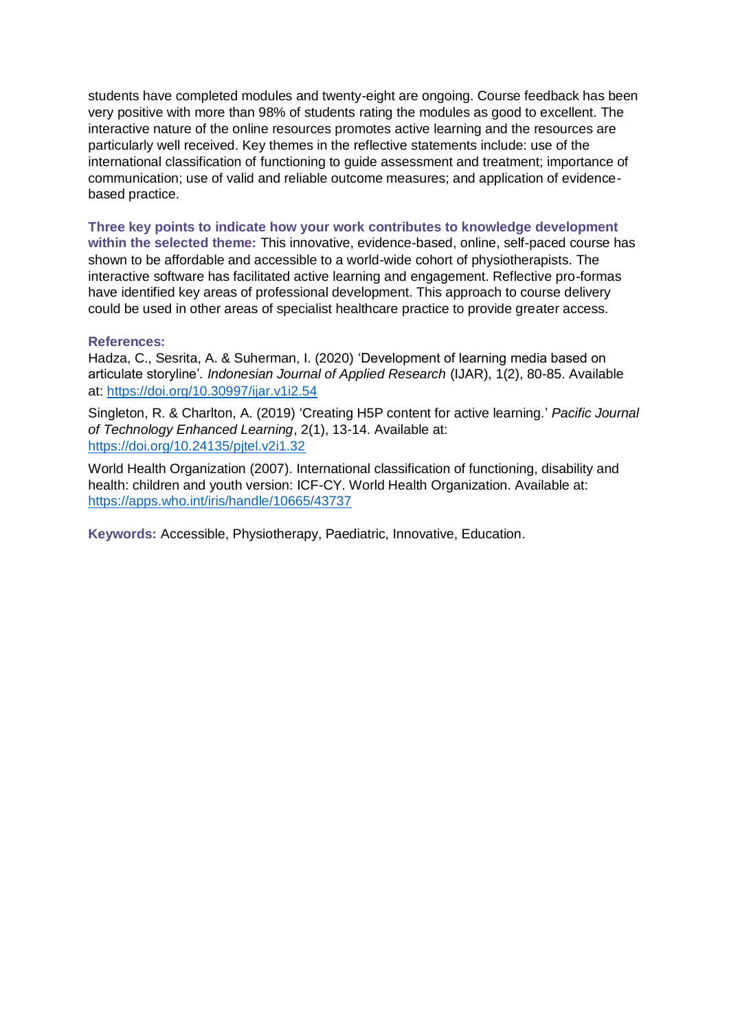students have completed modules and twenty-eight are ongoing. Course feedback has been very positive with more than 98% of students rating the modules as good to excellent. The interactive nature of the online resources promotes active learning and the resources are particularly well received. Key themes in the reflective statements include: use of the international classification of functioning to guide assessment and treatment; importance of communication; use of valid and reliable outcome measures; and application of evidence-based practice.

**Three key points to indicate how your work contributes to knowledge development within the selected theme:** This innovative, evidence-based, online, self-paced course has shown to be affordable and accessible to a world-wide cohort of physiotherapists. The interactive software has facilitated active learning and engagement. Reflective pro-formas have identified key areas of professional development. This approach to course delivery could be used in other areas of specialist healthcare practice to provide greater access.

**References:**

Hadza, C., Sesrita, A. & Suherman, I. (2020) 'Development of learning media based on articulate storyline'. *Indonesian Journal of Applied Research* (IJAR), 1(2), 80-85. Available at: https://doi.org/10.30997/ijar.v1i2.54

Singleton, R. & Charlton, A. (2019) 'Creating H5P content for active learning.' *Pacific Journal of Technology Enhanced Learning*, 2(1), 13-14. Available at: https://doi.org/10.24135/pjtel.v2i1.32

World Health Organization (2007). International classification of functioning, disability and health: children and youth version: ICF-CY. World Health Organization. Available at: https://apps.who.int/iris/handle/10665/43737

**Keywords:** Accessible, Physiotherapy, Paediatric, Innovative, Education.